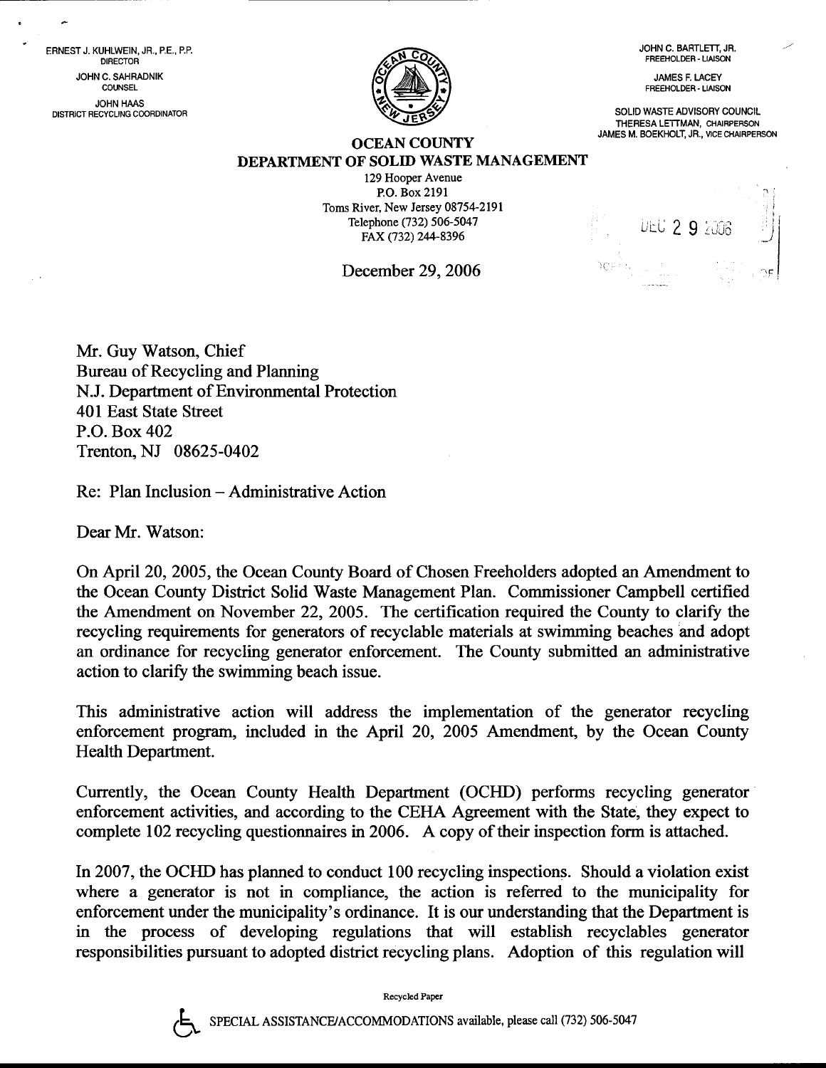ERNEST J. KUHLWEIN, JR., P.E., P.P.
DIRECTOR

JOHN C. SAHRADNIK
COUNSEL

JOHN HAAS
DISTRICT RECYCLING COORDINATOR

JOHN C. BARTLETT, JR.
FREEHOLDER - LIAISON

JAMES F. LACEY
FREEHOLDER - LIAISON

SOLID WASTE ADVISORY COUNCIL
THERESA LETTMAN, CHAIRPERSON
JAMES M. BOEKHOLT, JR., VICE CHAIRPERSON

# OCEAN COUNTY
## DEPARTMENT OF SOLID WASTE MANAGEMENT

129 Hooper Avenue
P.O. Box 2191
Toms River, New Jersey 08754-2191
Telephone (732) 506-5047
FAX (732) 244-8396

DEC 29 2006

December 29, 2006

Mr. Guy Watson, Chief
Bureau of Recycling and Planning
N.J. Department of Environmental Protection
401 East State Street
P.O. Box 402
Trenton, NJ 08625-0402

Re: Plan Inclusion – Administrative Action

Dear Mr. Watson:

On April 20, 2005, the Ocean County Board of Chosen Freeholders adopted an Amendment to the Ocean County District Solid Waste Management Plan. Commissioner Campbell certified the Amendment on November 22, 2005. The certification required the County to clarify the recycling requirements for generators of recyclable materials at swimming beaches and adopt an ordinance for recycling generator enforcement. The County submitted an administrative action to clarify the swimming beach issue.

This administrative action will address the implementation of the generator recycling enforcement program, included in the April 20, 2005 Amendment, by the Ocean County Health Department.

Currently, the Ocean County Health Department (OCHD) performs recycling generator enforcement activities, and according to the CEHA Agreement with the State, they expect to complete 102 recycling questionnaires in 2006. A copy of their inspection form is attached.

In 2007, the OCHD has planned to conduct 100 recycling inspections. Should a violation exist where a generator is not in compliance, the action is referred to the municipality for enforcement under the municipality's ordinance. It is our understanding that the Department is in the process of developing regulations that will establish recyclables generator responsibilities pursuant to adopted district recycling plans. Adoption of this regulation will

Recycled Paper

SPECIAL ASSISTANCE/ACCOMMODATIONS available, please call (732) 506-5047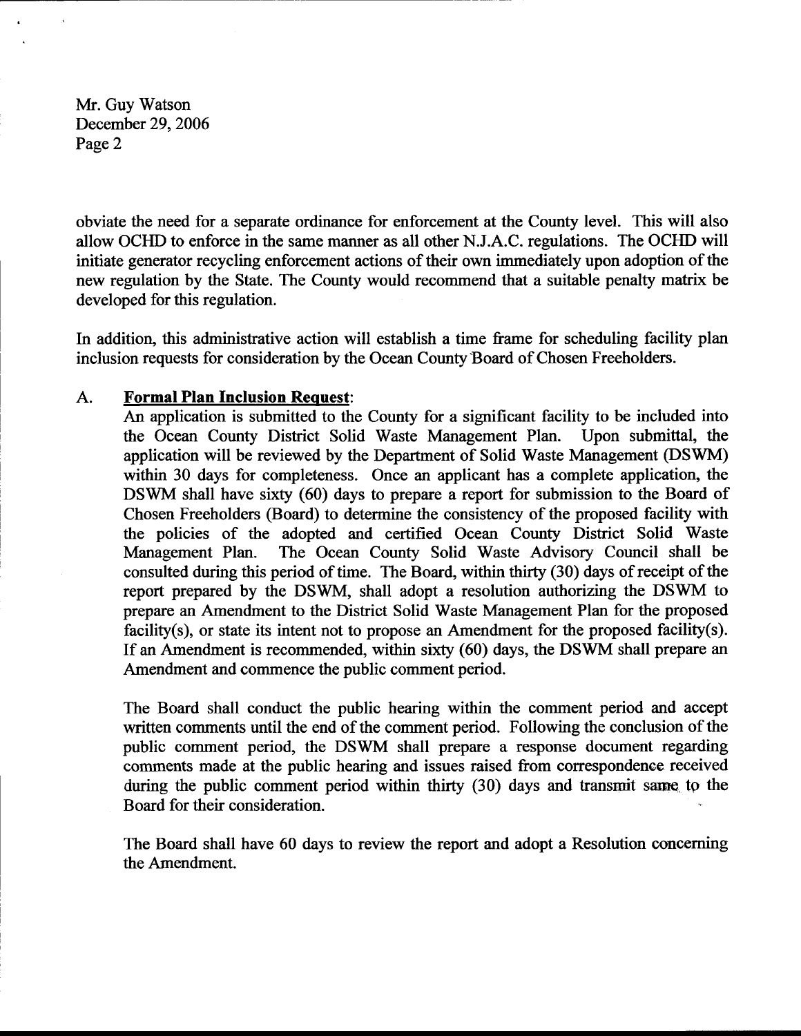obviate the need for a separate ordinance for enforcement at the County level. This will also allow OCHD to enforce in the same manner as all other N.J.A.C. regulations. The OCHD will initiate generator recycling enforcement actions of their own immediately upon adoption of the new regulation by the State. The County would recommend that a suitable penalty matrix be developed for this regulation.

In addition, this administrative action will establish a time frame for scheduling facility plan inclusion requests for consideration by the Ocean County Board of Chosen Freeholders.

A. **Formal Plan Inclusion Request**:

An application is submitted to the County for a significant facility to be included into the Ocean County District Solid Waste Management Plan. Upon submittal, the application will be reviewed by the Department of Solid Waste Management (DSWM) within 30 days for completeness. Once an applicant has a complete application, the DSWM shall have sixty (60) days to prepare a report for submission to the Board of Chosen Freeholders (Board) to determine the consistency of the proposed facility with the policies of the adopted and certified Ocean County District Solid Waste Management Plan. The Ocean County Solid Waste Advisory Council shall be consulted during this period of time. The Board, within thirty (30) days of receipt of the report prepared by the DSWM, shall adopt a resolution authorizing the DSWM to prepare an Amendment to the District Solid Waste Management Plan for the proposed facility(s), or state its intent not to propose an Amendment for the proposed facility(s). If an Amendment is recommended, within sixty (60) days, the DSWM shall prepare an Amendment and commence the public comment period.

The Board shall conduct the public hearing within the comment period and accept written comments until the end of the comment period. Following the conclusion of the public comment period, the DSWM shall prepare a response document regarding comments made at the public hearing and issues raised from correspondence received during the public comment period within thirty (30) days and transmit same to the Board for their consideration.

The Board shall have 60 days to review the report and adopt a Resolution concerning the Amendment.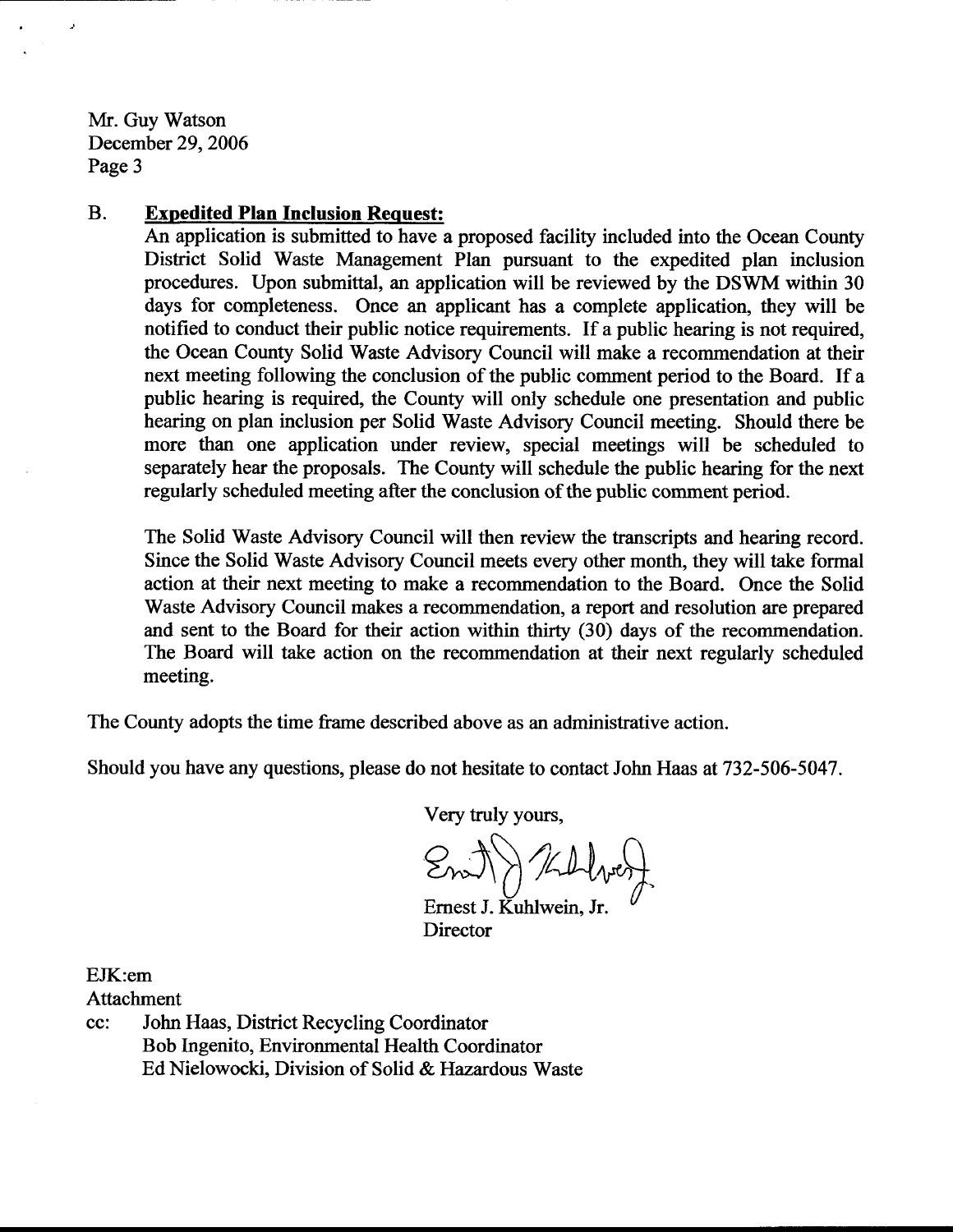Mr. Guy Watson
December 29, 2006
Page 3

B. **Expedited Plan Inclusion Request:**

An application is submitted to have a proposed facility included into the Ocean County District Solid Waste Management Plan pursuant to the expedited plan inclusion procedures. Upon submittal, an application will be reviewed by the DSWM within 30 days for completeness. Once an applicant has a complete application, they will be notified to conduct their public notice requirements. If a public hearing is not required, the Ocean County Solid Waste Advisory Council will make a recommendation at their next meeting following the conclusion of the public comment period to the Board. If a public hearing is required, the County will only schedule one presentation and public hearing on plan inclusion per Solid Waste Advisory Council meeting. Should there be more than one application under review, special meetings will be scheduled to separately hear the proposals. The County will schedule the public hearing for the next regularly scheduled meeting after the conclusion of the public comment period.

The Solid Waste Advisory Council will then review the transcripts and hearing record. Since the Solid Waste Advisory Council meets every other month, they will take formal action at their next meeting to make a recommendation to the Board. Once the Solid Waste Advisory Council makes a recommendation, a report and resolution are prepared and sent to the Board for their action within thirty (30) days of the recommendation. The Board will take action on the recommendation at their next regularly scheduled meeting.

The County adopts the time frame described above as an administrative action.

Should you have any questions, please do not hesitate to contact John Haas at 732-506-5047.

Very truly yours,

Ernest J. Kuhlwein, Jr.
Director

EJK:em
Attachment
cc: John Haas, District Recycling Coordinator
Bob Ingenito, Environmental Health Coordinator
Ed Nielowocki, Division of Solid & Hazardous Waste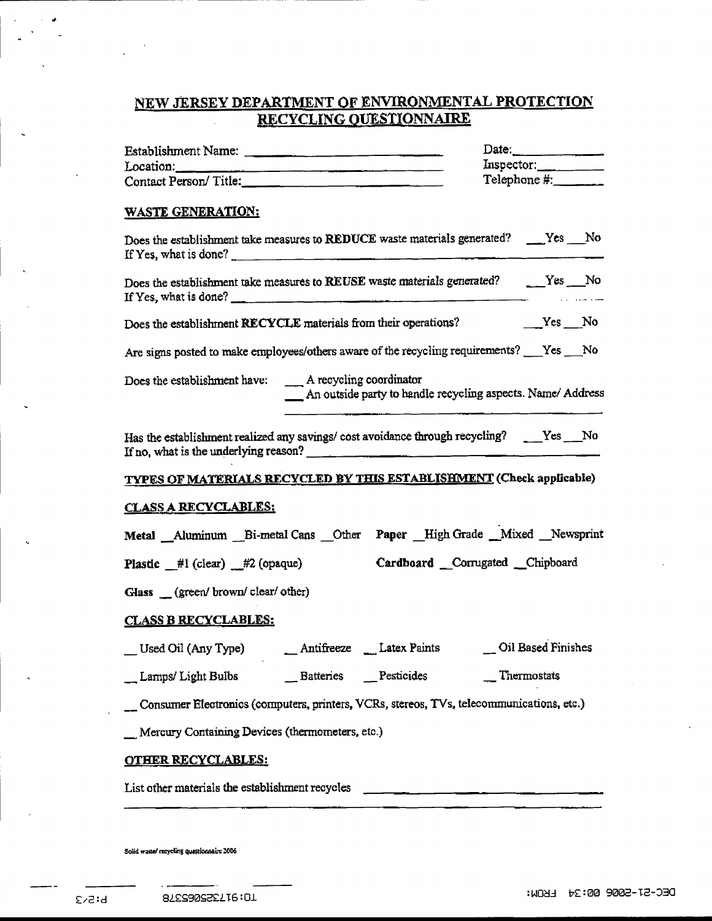# NEW JERSEY DEPARTMENT OF ENVIRONMENTAL PROTECTION
## RECYCLING QUESTIONNAIRE

Establishment Name: ______________________________ Date: ____________
Location: ______________________________ Inspector: __________
Contact Person/ Title: ______________________________ Telephone #: _______

### WASTE GENERATION:

Does the establishment take measures to **REDUCE** waste materials generated? ___Yes ___No
If Yes, what is done? ______________________________

Does the establishment take measures to **REUSE** waste materials generated? ___Yes ___No
If Yes, what is done? ______________________________

Does the establishment **RECYCLE** materials from their operations? ___Yes ___No

Are signs posted to make employees/others aware of the recycling requirements? ___Yes ___No

Does the establishment have: ___ A recycling coordinator
___ An outside party to handle recycling aspects. Name/ Address
______________________________

Has the establishment realized any savings/ cost avoidance through recycling? ___Yes ___No
If no, what is the underlying reason? ______________________________

### TYPES OF MATERIALS RECYCLED BY THIS ESTABLISHMENT (Check applicable)

### CLASS A RECYCLABLES:

**Metal** __Aluminum __Bi-metal Cans __Other **Paper** __High Grade __Mixed __Newsprint

**Plastic** __#1 (clear) __#2 (opaque) **Cardboard** __Corrugated __Chipboard

**Glass** __ (green/ brown/ clear/ other)

### CLASS B RECYCLABLES:

__ Used Oil (Any Type) __ Antifreeze __ Latex Paints __ Oil Based Finishes

__ Lamps/ Light Bulbs __ Batteries __ Pesticides __ Thermostats

__ Consumer Electronics (computers, printers, VCRs, stereos, TVs, telecommunications, etc.)

__ Mercury Containing Devices (thermometers, etc.)

### OTHER RECYCLABLES:

List other materials the establishment recycles ______________________________
______________________________

Solid waste/ recycling questionnaire 2006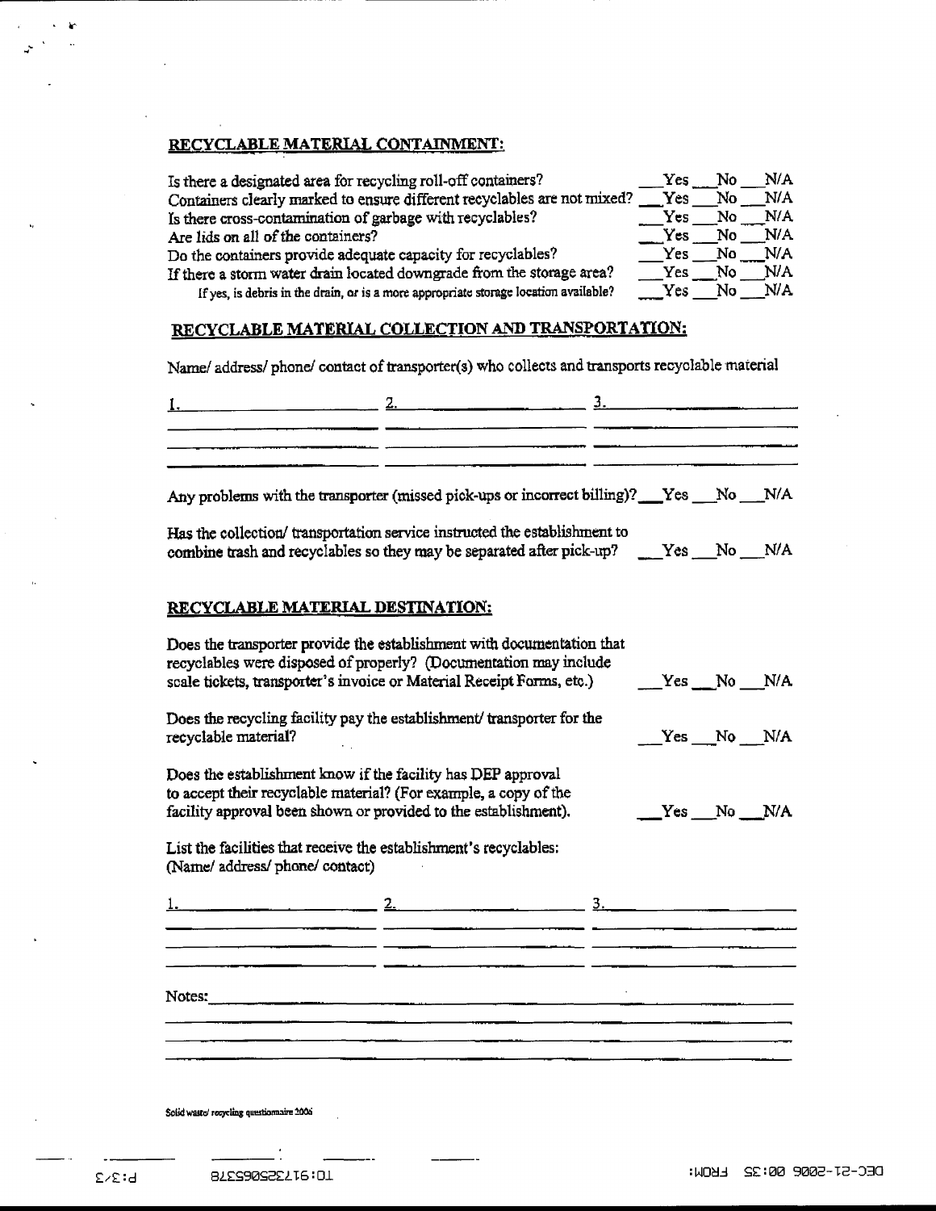## RECYCLABLE MATERIAL CONTAINMENT:

| | |
|---|---|
| Is there a designated area for recycling roll-off containers? | \_\_Yes \_\_No \_\_N/A |
| Containers clearly marked to ensure different recyclables are not mixed? | \_\_Yes \_\_No \_\_N/A |
| Is there cross-contamination of garbage with recyclables? | \_\_Yes \_\_No \_\_N/A |
| Are lids on all of the containers? | \_\_Yes \_\_No \_\_N/A |
| Do the containers provide adequate capacity for recyclables? | \_\_Yes \_\_No \_\_N/A |
| If there a storm water drain located downgrade from the storage area? | \_\_Yes \_\_No \_\_N/A |
| If yes, is debris in the drain, or is a more appropriate storage location available? | \_\_Yes \_\_No \_\_N/A |

## RECYCLABLE MATERIAL COLLECTION AND TRANSPORTATION:

Name/ address/ phone/ contact of transporter(s) who collects and transports recyclable material

1. \_\_\_\_\_\_\_\_\_\_\_\_\_\_\_\_ 2. \_\_\_\_\_\_\_\_\_\_\_\_\_\_\_\_ 3. \_\_\_\_\_\_\_\_\_\_\_\_\_\_\_\_

Any problems with the transporter (missed pick-ups or incorrect billing)? \_\_Yes \_\_No \_\_N/A

Has the collection/ transportation service instructed the establishment to combine trash and recyclables so they may be separated after pick-up? \_\_Yes \_\_No \_\_N/A

## RECYCLABLE MATERIAL DESTINATION:

Does the transporter provide the establishment with documentation that recyclables were disposed of properly? (Documentation may include scale tickets, transporter's invoice or Material Receipt Forms, etc.) \_\_Yes \_\_No \_\_N/A

Does the recycling facility pay the establishment/ transporter for the recyclable material? \_\_Yes \_\_No \_\_N/A

Does the establishment know if the facility has DEP approval to accept their recyclable material? (For example, a copy of the facility approval been shown or provided to the establishment). \_\_Yes \_\_No \_\_N/A

List the facilities that receive the establishment's recyclables: (Name/ address/ phone/ contact)

1. \_\_\_\_\_\_\_\_\_\_\_\_\_\_\_\_ 2. \_\_\_\_\_\_\_\_\_\_\_\_\_\_\_\_ 3. \_\_\_\_\_\_\_\_\_\_\_\_\_\_\_\_

Notes: \_\_\_\_\_\_\_\_\_\_\_\_\_\_\_\_\_\_\_\_\_\_\_\_\_\_\_\_\_\_\_\_\_\_\_\_\_\_\_\_\_\_\_\_

Solid waste/ recycling questionnaire 2006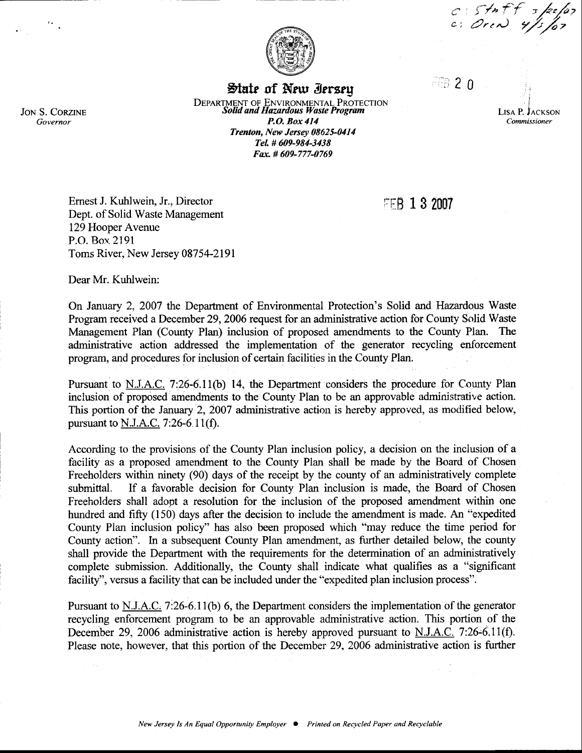c: Staff 3/22/07
c: Oren 4/5/07

# State of New Jersey

DEPARTMENT OF ENVIRONMENTAL PROTECTION
***Solid and Hazardous Waste Program***
***P.O. Box 414***
***Trenton, New Jersey 08625-0414***
***Tel. # 609-984-3438***
***Fax. # 609-777-0769***

JON S. CORZINE
*Governor*

LISA P. JACKSON
*Commissioner*

FEB 2 0

FEB 1 3 2007

Ernest J. Kuhlwein, Jr., Director
Dept. of Solid Waste Management
129 Hooper Avenue
P.O. Box 2191
Toms River, New Jersey 08754-2191

Dear Mr. Kuhlwein:

On January 2, 2007 the Department of Environmental Protection's Solid and Hazardous Waste Program received a December 29, 2006 request for an administrative action for County Solid Waste Management Plan (County Plan) inclusion of proposed amendments to the County Plan. The administrative action addressed the implementation of the generator recycling enforcement program, and procedures for inclusion of certain facilities in the County Plan.

Pursuant to N.J.A.C. 7:26-6.11(b) 14, the Department considers the procedure for County Plan inclusion of proposed amendments to the County Plan to be an approvable administrative action. This portion of the January 2, 2007 administrative action is hereby approved, as modified below, pursuant to N.J.A.C. 7:26-6.11(f).

According to the provisions of the County Plan inclusion policy, a decision on the inclusion of a facility as a proposed amendment to the County Plan shall be made by the Board of Chosen Freeholders within ninety (90) days of the receipt by the county of an administratively complete submittal. If a favorable decision for County Plan inclusion is made, the Board of Chosen Freeholders shall adopt a resolution for the inclusion of the proposed amendment within one hundred and fifty (150) days after the decision to include the amendment is made. An "expedited County Plan inclusion policy" has also been proposed which "may reduce the time period for County action". In a subsequent County Plan amendment, as further detailed below, the county shall provide the Department with the requirements for the determination of an administratively complete submission. Additionally, the County shall indicate what qualifies as a "significant facility", versus a facility that can be included under the "expedited plan inclusion process".

Pursuant to N.J.A.C. 7:26-6.11(b) 6, the Department considers the implementation of the generator recycling enforcement program to be an approvable administrative action. This portion of the December 29, 2006 administrative action is hereby approved pursuant to N.J.A.C. 7:26-6.11(f). Please note, however, that this portion of the December 29, 2006 administrative action is further

*New Jersey Is An Equal Opportunity Employer ● Printed on Recycled Paper and Recyclable*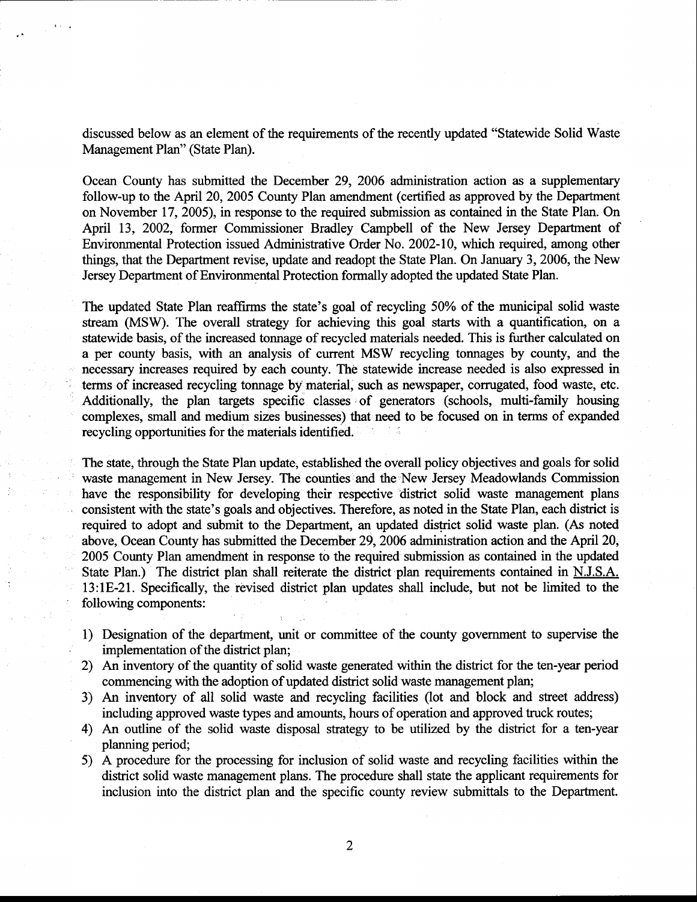discussed below as an element of the requirements of the recently updated "Statewide Solid Waste Management Plan" (State Plan).

Ocean County has submitted the December 29, 2006 administration action as a supplementary follow-up to the April 20, 2005 County Plan amendment (certified as approved by the Department on November 17, 2005), in response to the required submission as contained in the State Plan. On April 13, 2002, former Commissioner Bradley Campbell of the New Jersey Department of Environmental Protection issued Administrative Order No. 2002-10, which required, among other things, that the Department revise, update and readopt the State Plan. On January 3, 2006, the New Jersey Department of Environmental Protection formally adopted the updated State Plan.

The updated State Plan reaffirms the state's goal of recycling 50% of the municipal solid waste stream (MSW). The overall strategy for achieving this goal starts with a quantification, on a statewide basis, of the increased tonnage of recycled materials needed. This is further calculated on a per county basis, with an analysis of current MSW recycling tonnages by county, and the necessary increases required by each county. The statewide increase needed is also expressed in terms of increased recycling tonnage by material, such as newspaper, corrugated, food waste, etc. Additionally, the plan targets specific classes of generators (schools, multi-family housing complexes, small and medium sizes businesses) that need to be focused on in terms of expanded recycling opportunities for the materials identified.

The state, through the State Plan update, established the overall policy objectives and goals for solid waste management in New Jersey. The counties and the New Jersey Meadowlands Commission have the responsibility for developing their respective district solid waste management plans consistent with the state's goals and objectives. Therefore, as noted in the State Plan, each district is required to adopt and submit to the Department, an updated district solid waste plan. (As noted above, Ocean County has submitted the December 29, 2006 administration action and the April 20, 2005 County Plan amendment in response to the required submission as contained in the updated State Plan.) The district plan shall reiterate the district plan requirements contained in N.J.S.A. 13:1E-21. Specifically, the revised district plan updates shall include, but not be limited to the following components:

1) Designation of the department, unit or committee of the county government to supervise the implementation of the district plan;
2) An inventory of the quantity of solid waste generated within the district for the ten-year period commencing with the adoption of updated district solid waste management plan;
3) An inventory of all solid waste and recycling facilities (lot and block and street address) including approved waste types and amounts, hours of operation and approved truck routes;
4) An outline of the solid waste disposal strategy to be utilized by the district for a ten-year planning period;
5) A procedure for the processing for inclusion of solid waste and recycling facilities within the district solid waste management plans. The procedure shall state the applicant requirements for inclusion into the district plan and the specific county review submittals to the Department.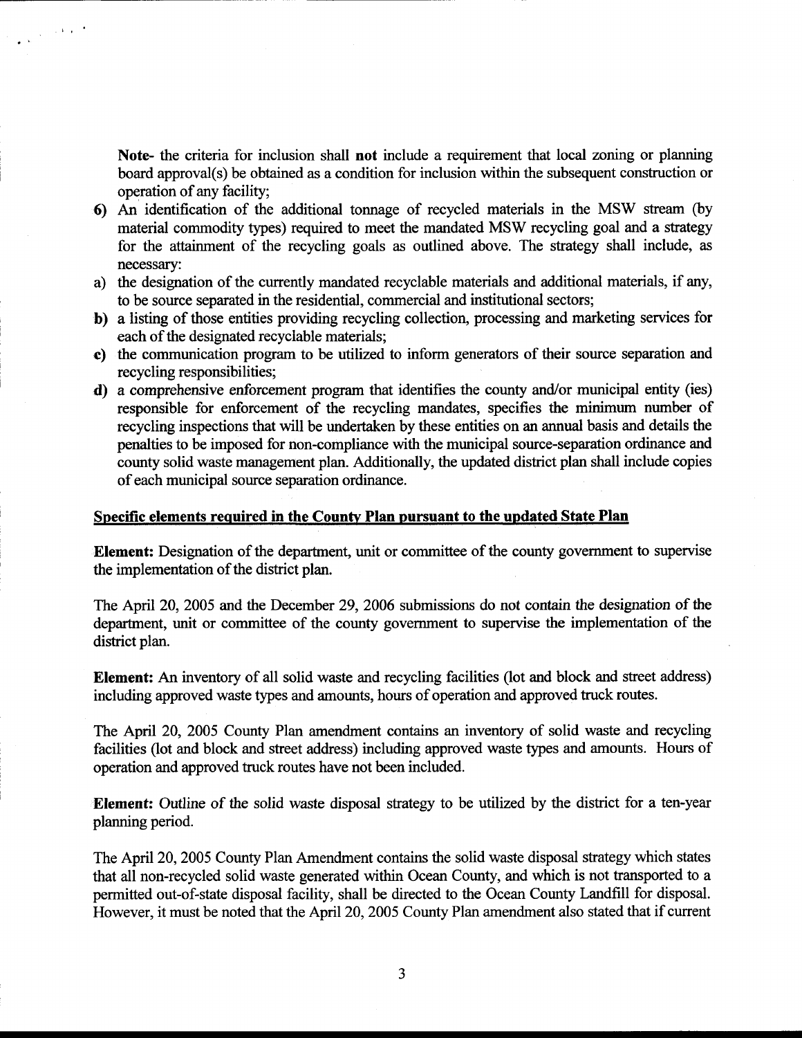**Note-** the criteria for inclusion shall **not** include a requirement that local zoning or planning board approval(s) be obtained as a condition for inclusion within the subsequent construction or operation of any facility;

**6)** An identification of the additional tonnage of recycled materials in the MSW stream (by material commodity types) required to meet the mandated MSW recycling goal and a strategy for the attainment of the recycling goals as outlined above. The strategy shall include, as necessary:

**a)** the designation of the currently mandated recyclable materials and additional materials, if any, to be source separated in the residential, commercial and institutional sectors;

**b)** a listing of those entities providing recycling collection, processing and marketing services for each of the designated recyclable materials;

**c)** the communication program to be utilized to inform generators of their source separation and recycling responsibilities;

**d)** a comprehensive enforcement program that identifies the county and/or municipal entity (ies) responsible for enforcement of the recycling mandates, specifies the minimum number of recycling inspections that will be undertaken by these entities on an annual basis and details the penalties to be imposed for non-compliance with the municipal source-separation ordinance and county solid waste management plan. Additionally, the updated district plan shall include copies of each municipal source separation ordinance.

**Specific elements required in the County Plan pursuant to the updated State Plan**

**Element:** Designation of the department, unit or committee of the county government to supervise the implementation of the district plan.

The April 20, 2005 and the December 29, 2006 submissions do not contain the designation of the department, unit or committee of the county government to supervise the implementation of the district plan.

**Element:** An inventory of all solid waste and recycling facilities (lot and block and street address) including approved waste types and amounts, hours of operation and approved truck routes.

The April 20, 2005 County Plan amendment contains an inventory of solid waste and recycling facilities (lot and block and street address) including approved waste types and amounts. Hours of operation and approved truck routes have not been included.

**Element:** Outline of the solid waste disposal strategy to be utilized by the district for a ten-year planning period.

The April 20, 2005 County Plan Amendment contains the solid waste disposal strategy which states that all non-recycled solid waste generated within Ocean County, and which is not transported to a permitted out-of-state disposal facility, shall be directed to the Ocean County Landfill for disposal. However, it must be noted that the April 20, 2005 County Plan amendment also stated that if current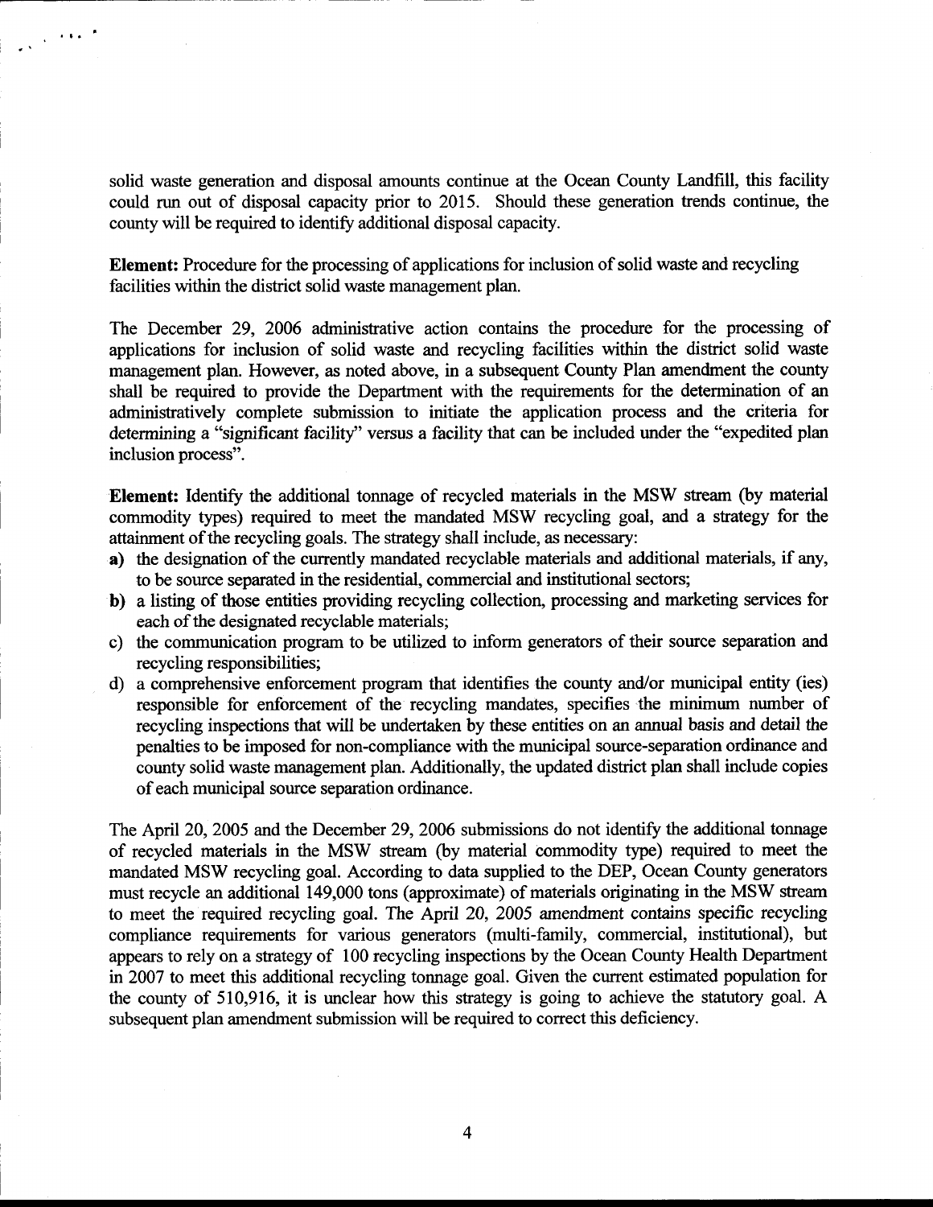solid waste generation and disposal amounts continue at the Ocean County Landfill, this facility could run out of disposal capacity prior to 2015. Should these generation trends continue, the county will be required to identify additional disposal capacity.

**Element:** Procedure for the processing of applications for inclusion of solid waste and recycling facilities within the district solid waste management plan.

The December 29, 2006 administrative action contains the procedure for the processing of applications for inclusion of solid waste and recycling facilities within the district solid waste management plan. However, as noted above, in a subsequent County Plan amendment the county shall be required to provide the Department with the requirements for the determination of an administratively complete submission to initiate the application process and the criteria for determining a "significant facility" versus a facility that can be included under the "expedited plan inclusion process".

**Element:** Identify the additional tonnage of recycled materials in the MSW stream (by material commodity types) required to meet the mandated MSW recycling goal, and a strategy for the attainment of the recycling goals. The strategy shall include, as necessary:

**a)** the designation of the currently mandated recyclable materials and additional materials, if any, to be source separated in the residential, commercial and institutional sectors;

**b)** a listing of those entities providing recycling collection, processing and marketing services for each of the designated recyclable materials;

c) the communication program to be utilized to inform generators of their source separation and recycling responsibilities;

d) a comprehensive enforcement program that identifies the county and/or municipal entity (ies) responsible for enforcement of the recycling mandates, specifies the minimum number of recycling inspections that will be undertaken by these entities on an annual basis and detail the penalties to be imposed for non-compliance with the municipal source-separation ordinance and county solid waste management plan. Additionally, the updated district plan shall include copies of each municipal source separation ordinance.

The April 20, 2005 and the December 29, 2006 submissions do not identify the additional tonnage of recycled materials in the MSW stream (by material commodity type) required to meet the mandated MSW recycling goal. According to data supplied to the DEP, Ocean County generators must recycle an additional 149,000 tons (approximate) of materials originating in the MSW stream to meet the required recycling goal. The April 20, 2005 amendment contains specific recycling compliance requirements for various generators (multi-family, commercial, institutional), but appears to rely on a strategy of 100 recycling inspections by the Ocean County Health Department in 2007 to meet this additional recycling tonnage goal. Given the current estimated population for the county of 510,916, it is unclear how this strategy is going to achieve the statutory goal. A subsequent plan amendment submission will be required to correct this deficiency.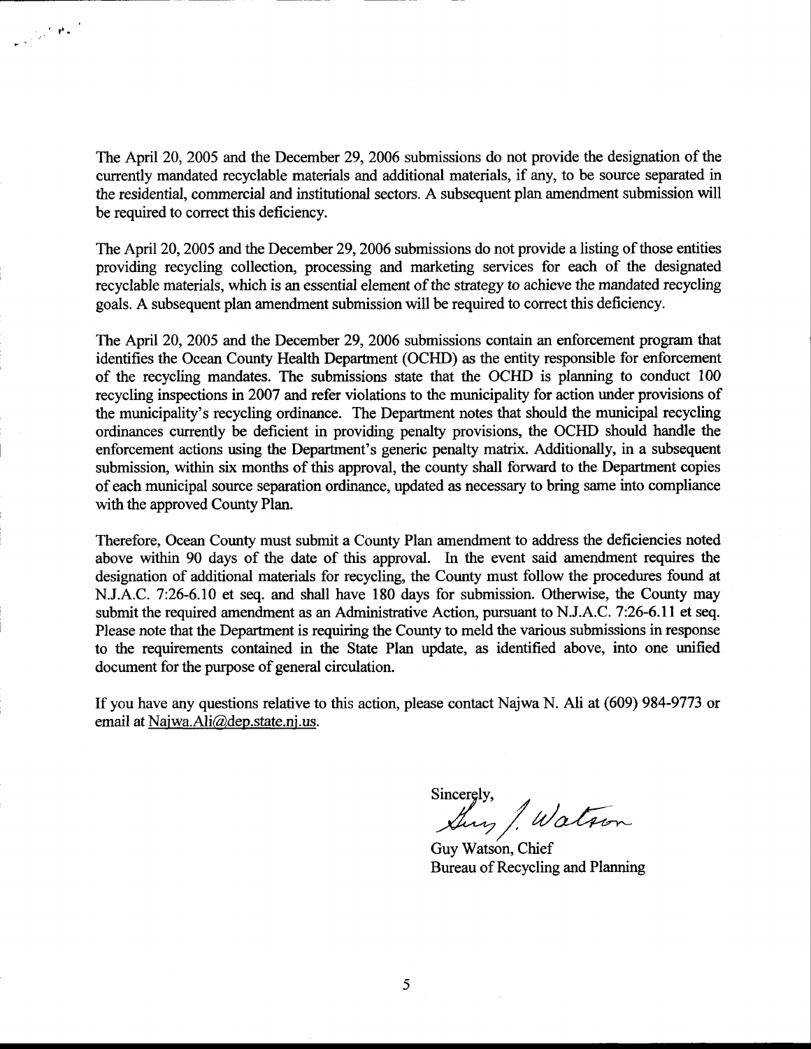The April 20, 2005 and the December 29, 2006 submissions do not provide the designation of the currently mandated recyclable materials and additional materials, if any, to be source separated in the residential, commercial and institutional sectors. A subsequent plan amendment submission will be required to correct this deficiency.

The April 20, 2005 and the December 29, 2006 submissions do not provide a listing of those entities providing recycling collection, processing and marketing services for each of the designated recyclable materials, which is an essential element of the strategy to achieve the mandated recycling goals. A subsequent plan amendment submission will be required to correct this deficiency.

The April 20, 2005 and the December 29, 2006 submissions contain an enforcement program that identifies the Ocean County Health Department (OCHD) as the entity responsible for enforcement of the recycling mandates. The submissions state that the OCHD is planning to conduct 100 recycling inspections in 2007 and refer violations to the municipality for action under provisions of the municipality's recycling ordinance. The Department notes that should the municipal recycling ordinances currently be deficient in providing penalty provisions, the OCHD should handle the enforcement actions using the Department's generic penalty matrix. Additionally, in a subsequent submission, within six months of this approval, the county shall forward to the Department copies of each municipal source separation ordinance, updated as necessary to bring same into compliance with the approved County Plan.

Therefore, Ocean County must submit a County Plan amendment to address the deficiencies noted above within 90 days of the date of this approval. In the event said amendment requires the designation of additional materials for recycling, the County must follow the procedures found at N.J.A.C. 7:26-6.10 et seq. and shall have 180 days for submission. Otherwise, the County may submit the required amendment as an Administrative Action, pursuant to N.J.A.C. 7:26-6.11 et seq. Please note that the Department is requiring the County to meld the various submissions in response to the requirements contained in the State Plan update, as identified above, into one unified document for the purpose of general circulation.

If you have any questions relative to this action, please contact Najwa N. Ali at (609) 984-9773 or email at Najwa.Ali@dep.state.nj.us.

Sincerely,

Guy J. Watson

Guy Watson, Chief
Bureau of Recycling and Planning